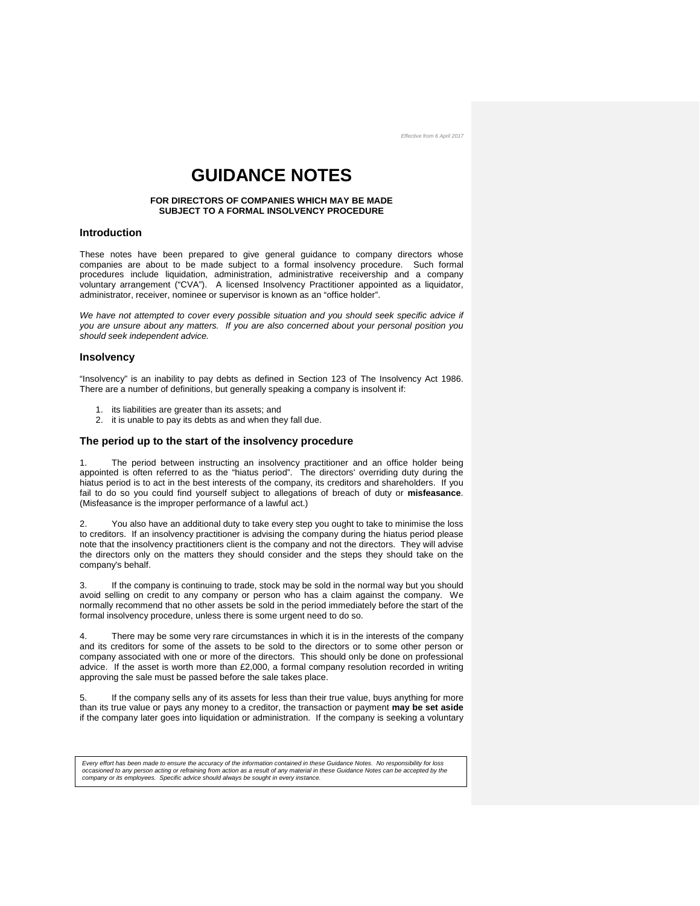*Effective from 6 April 2017*

# GUIDANCE NOTES

**FOR DIRECTORS OF COMPANIES WHICH MAY BE MADE SUBJECT TO A FORMAL INSOLVENCY PROCEDURE**

## Introduction

These notes have been prepared to give general guidance to company directors whose companies are about to be made subject to a formal insolvency procedure. Such formal procedures include liquidation, administration, administrative receivership and a company voluntary arrangement ("CVA"). A licensed Insolvency Practitioner appointed as a liquidator, administrator, receiver, nominee or supervisor is known as an "office holder".

*We have not attempted to cover every possible situation and you should seek specific advice if you are unsure about any matters. If you are also concerned about your personal position you should seek independent advice.*

## Insolvency

"Insolvency" is an inability to pay debts as defined in Section 123 of The Insolvency Act 1986. There are a number of definitions, but generally speaking a company is insolvent if:

1. its liabilities are greater than its assets; and
2. it is unable to pay its debts as and when they fall due.

## The period up to the start of the insolvency procedure

1. The period between instructing an insolvency practitioner and an office holder being appointed is often referred to as the "hiatus period". The directors' overriding duty during the hiatus period is to act in the best interests of the company, its creditors and shareholders. If you fail to do so you could find yourself subject to allegations of breach of duty or **misfeasance**. (Misfeasance is the improper performance of a lawful act.)

2. You also have an additional duty to take every step you ought to take to minimise the loss to creditors. If an insolvency practitioner is advising the company during the hiatus period please note that the insolvency practitioners client is the company and not the directors. They will advise the directors only on the matters they should consider and the steps they should take on the company's behalf.

3. If the company is continuing to trade, stock may be sold in the normal way but you should avoid selling on credit to any company or person who has a claim against the company. We normally recommend that no other assets be sold in the period immediately before the start of the formal insolvency procedure, unless there is some urgent need to do so.

4. There may be some very rare circumstances in which it is in the interests of the company and its creditors for some of the assets to be sold to the directors or to some other person or company associated with one or more of the directors. This should only be done on professional advice. If the asset is worth more than £2,000, a formal company resolution recorded in writing approving the sale must be passed before the sale takes place.

5. If the company sells any of its assets for less than their true value, buys anything for more than its true value or pays any money to a creditor, the transaction or payment **may be set aside** if the company later goes into liquidation or administration. If the company is seeking a voluntary

*Every effort has been made to ensure the accuracy of the information contained in these Guidance Notes. No responsibility for loss occasioned to any person acting or refraining from action as a result of any material in these Guidance Notes can be accepted by the company or its employees. Specific advice should always be sought in every instance.*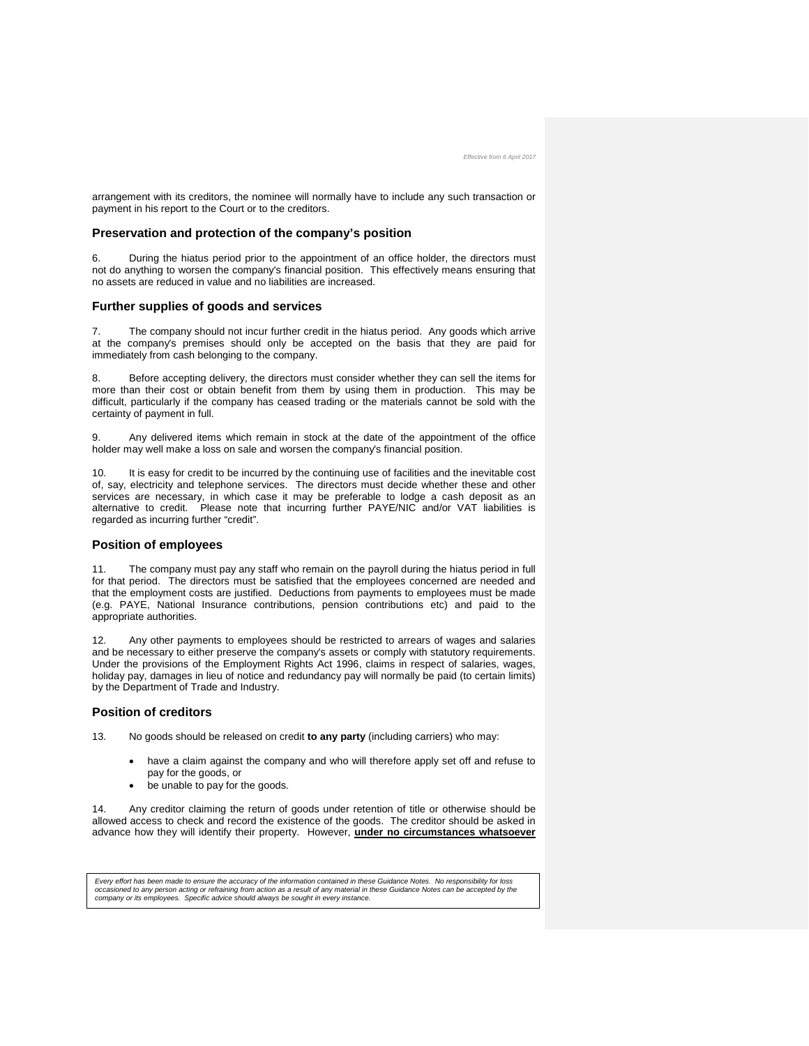arrangement with its creditors, the nominee will normally have to include any such transaction or payment in his report to the Court or to the creditors.

## Preservation and protection of the company's position

6. During the hiatus period prior to the appointment of an office holder, the directors must not do anything to worsen the company's financial position. This effectively means ensuring that no assets are reduced in value and no liabilities are increased.

## Further supplies of goods and services

7. The company should not incur further credit in the hiatus period. Any goods which arrive at the company's premises should only be accepted on the basis that they are paid for immediately from cash belonging to the company.

8. Before accepting delivery, the directors must consider whether they can sell the items for more than their cost or obtain benefit from them by using them in production. This may be difficult, particularly if the company has ceased trading or the materials cannot be sold with the certainty of payment in full.

9. Any delivered items which remain in stock at the date of the appointment of the office holder may well make a loss on sale and worsen the company's financial position.

10. It is easy for credit to be incurred by the continuing use of facilities and the inevitable cost of, say, electricity and telephone services. The directors must decide whether these and other services are necessary, in which case it may be preferable to lodge a cash deposit as an alternative to credit. Please note that incurring further PAYE/NIC and/or VAT liabilities is regarded as incurring further "credit".

## Position of employees

11. The company must pay any staff who remain on the payroll during the hiatus period in full for that period. The directors must be satisfied that the employees concerned are needed and that the employment costs are justified. Deductions from payments to employees must be made (e.g. PAYE, National Insurance contributions, pension contributions etc) and paid to the appropriate authorities.

12. Any other payments to employees should be restricted to arrears of wages and salaries and be necessary to either preserve the company's assets or comply with statutory requirements. Under the provisions of the Employment Rights Act 1996, claims in respect of salaries, wages, holiday pay, damages in lieu of notice and redundancy pay will normally be paid (to certain limits) by the Department of Trade and Industry.

## Position of creditors

13. No goods should be released on credit **to any party** (including carriers) who may:

- have a claim against the company and who will therefore apply set off and refuse to pay for the goods, or
- be unable to pay for the goods.

14. Any creditor claiming the return of goods under retention of title or otherwise should be allowed access to check and record the existence of the goods. The creditor should be asked in advance how they will identify their property. However, **under no circumstances whatsoever**

*Every effort has been made to ensure the accuracy of the information contained in these Guidance Notes. No responsibility for loss occasioned to any person acting or refraining from action as a result of any material in these Guidance Notes can be accepted by the company or its employees. Specific advice should always be sought in every instance.*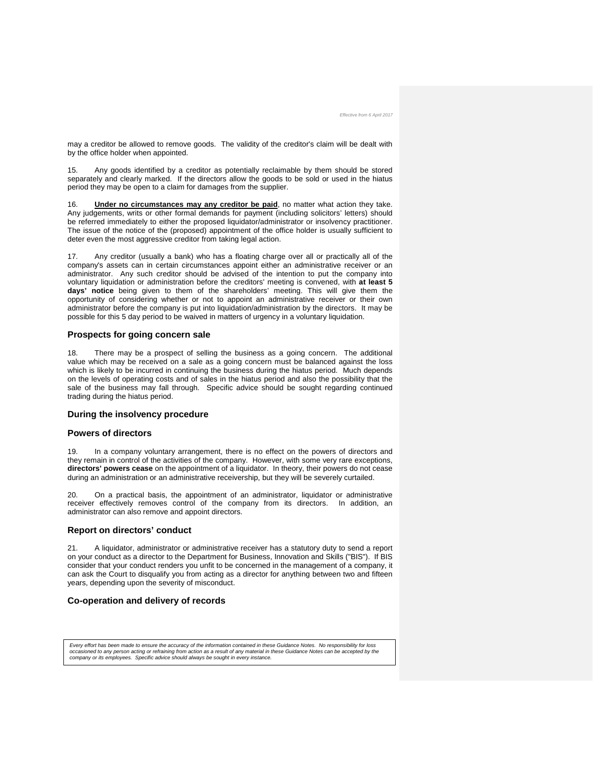may a creditor be allowed to remove goods. The validity of the creditor's claim will be dealt with by the office holder when appointed.

15. Any goods identified by a creditor as potentially reclaimable by them should be stored separately and clearly marked. If the directors allow the goods to be sold or used in the hiatus period they may be open to a claim for damages from the supplier.

16. **Under no circumstances may any creditor be paid**, no matter what action they take. Any judgements, writs or other formal demands for payment (including solicitors' letters) should be referred immediately to either the proposed liquidator/administrator or insolvency practitioner. The issue of the notice of the (proposed) appointment of the office holder is usually sufficient to deter even the most aggressive creditor from taking legal action.

17. Any creditor (usually a bank) who has a floating charge over all or practically all of the company's assets can in certain circumstances appoint either an administrative receiver or an administrator. Any such creditor should be advised of the intention to put the company into voluntary liquidation or administration before the creditors' meeting is convened, with **at least 5 days' notice** being given to them of the shareholders' meeting. This will give them the opportunity of considering whether or not to appoint an administrative receiver or their own administrator before the company is put into liquidation/administration by the directors. It may be possible for this 5 day period to be waived in matters of urgency in a voluntary liquidation.

### Prospects for going concern sale

18. There may be a prospect of selling the business as a going concern. The additional value which may be received on a sale as a going concern must be balanced against the loss which is likely to be incurred in continuing the business during the hiatus period. Much depends on the levels of operating costs and of sales in the hiatus period and also the possibility that the sale of the business may fall through. Specific advice should be sought regarding continued trading during the hiatus period.

### During the insolvency procedure

### Powers of directors

19. In a company voluntary arrangement, there is no effect on the powers of directors and they remain in control of the activities of the company. However, with some very rare exceptions, **directors' powers cease** on the appointment of a liquidator. In theory, their powers do not cease during an administration or an administrative receivership, but they will be severely curtailed.

20. On a practical basis, the appointment of an administrator, liquidator or administrative receiver effectively removes control of the company from its directors. In addition, an administrator can also remove and appoint directors.

### Report on directors' conduct

21. A liquidator, administrator or administrative receiver has a statutory duty to send a report on your conduct as a director to the Department for Business, Innovation and Skills ("BIS"). If BIS consider that your conduct renders you unfit to be concerned in the management of a company, it can ask the Court to disqualify you from acting as a director for anything between two and fifteen years, depending upon the severity of misconduct.

### Co-operation and delivery of records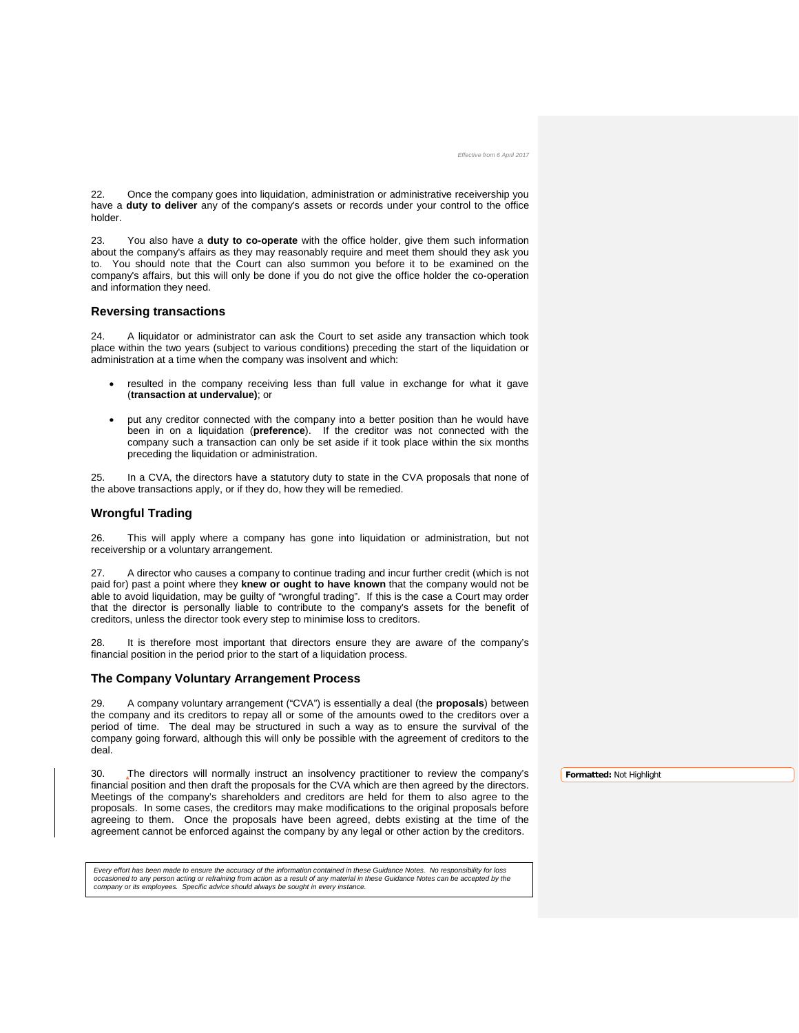22. Once the company goes into liquidation, administration or administrative receivership you have a **duty to deliver** any of the company's assets or records under your control to the office holder.

23. You also have a **duty to co-operate** with the office holder, give them such information about the company's affairs as they may reasonably require and meet them should they ask you to. You should note that the Court can also summon you before it to be examined on the company's affairs, but this will only be done if you do not give the office holder the co-operation and information they need.

### Reversing transactions

24. A liquidator or administrator can ask the Court to set aside any transaction which took place within the two years (subject to various conditions) preceding the start of the liquidation or administration at a time when the company was insolvent and which:

- resulted in the company receiving less than full value in exchange for what it gave (**transaction at undervalue)**; or
- put any creditor connected with the company into a better position than he would have been in on a liquidation (**preference**). If the creditor was not connected with the company such a transaction can only be set aside if it took place within the six months preceding the liquidation or administration.

25. In a CVA, the directors have a statutory duty to state in the CVA proposals that none of the above transactions apply, or if they do, how they will be remedied.

### Wrongful Trading

26. This will apply where a company has gone into liquidation or administration, but not receivership or a voluntary arrangement.

27. A director who causes a company to continue trading and incur further credit (which is not paid for) past a point where they **knew or ought to have known** that the company would not be able to avoid liquidation, may be guilty of "wrongful trading". If this is the case a Court may order that the director is personally liable to contribute to the company's assets for the benefit of creditors, unless the director took every step to minimise loss to creditors.

28. It is therefore most important that directors ensure they are aware of the company's financial position in the period prior to the start of a liquidation process.

### The Company Voluntary Arrangement Process

29. A company voluntary arrangement ("CVA") is essentially a deal (the **proposals**) between the company and its creditors to repay all or some of the amounts owed to the creditors over a period of time. The deal may be structured in such a way as to ensure the survival of the company going forward, although this will only be possible with the agreement of creditors to the deal.

30. The directors will normally instruct an insolvency practitioner to review the company's financial position and then draft the proposals for the CVA which are then agreed by the directors. Meetings of the company's shareholders and creditors are held for them to also agree to the proposals. In some cases, the creditors may make modifications to the original proposals before agreeing to them. Once the proposals have been agreed, debts existing at the time of the agreement cannot be enforced against the company by any legal or other action by the creditors.

*Every effort has been made to ensure the accuracy of the information contained in these Guidance Notes. No responsibility for loss occasioned to any person acting or refraining from action as a result of any material in these Guidance Notes can be accepted by the company or its employees. Specific advice should always be sought in every instance.*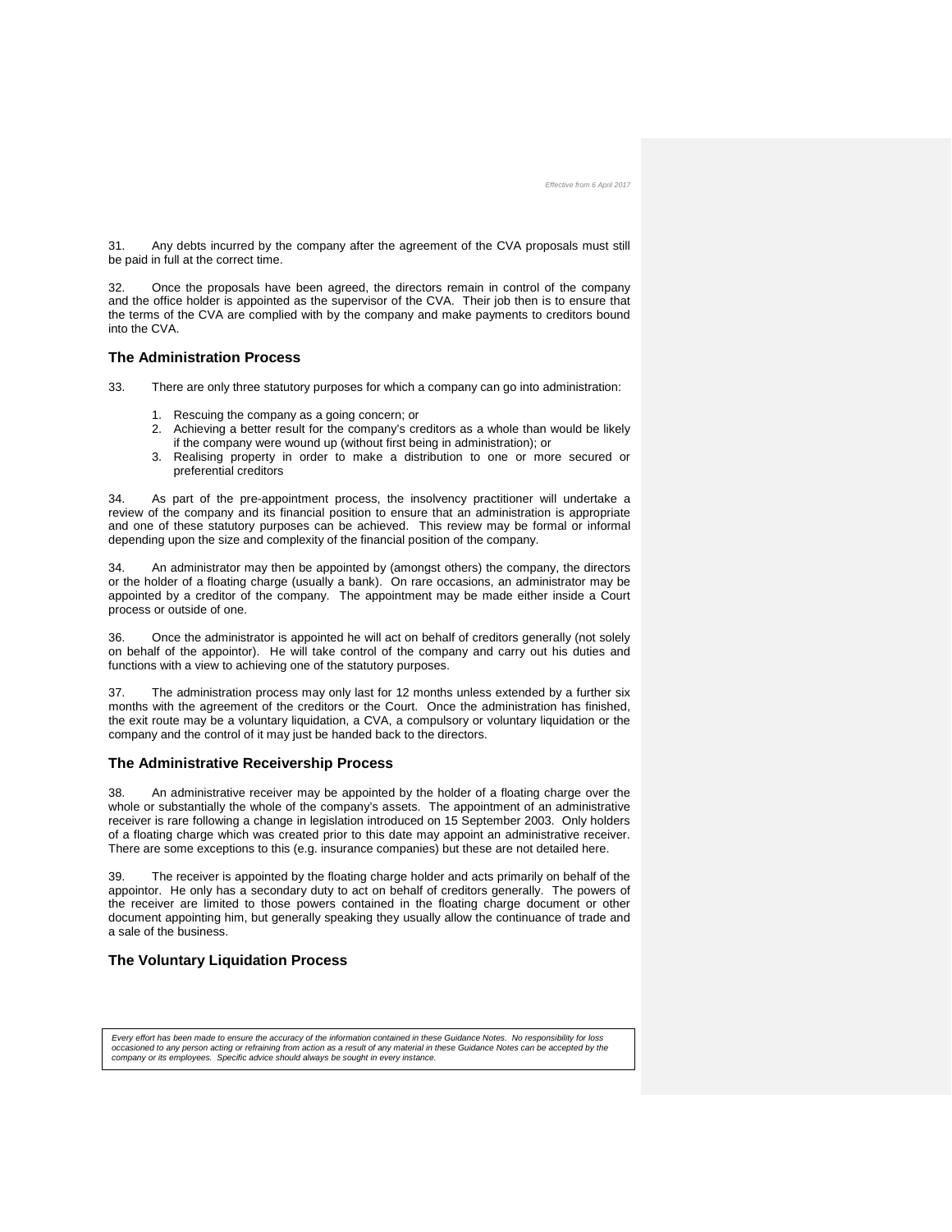31. Any debts incurred by the company after the agreement of the CVA proposals must still be paid in full at the correct time.

32. Once the proposals have been agreed, the directors remain in control of the company and the office holder is appointed as the supervisor of the CVA. Their job then is to ensure that the terms of the CVA are complied with by the company and make payments to creditors bound into the CVA.

## The Administration Process

33. There are only three statutory purposes for which a company can go into administration:

1. Rescuing the company as a going concern; or
2. Achieving a better result for the company's creditors as a whole than would be likely if the company were wound up (without first being in administration); or
3. Realising property in order to make a distribution to one or more secured or preferential creditors

34. As part of the pre-appointment process, the insolvency practitioner will undertake a review of the company and its financial position to ensure that an administration is appropriate and one of these statutory purposes can be achieved. This review may be formal or informal depending upon the size and complexity of the financial position of the company.

34. An administrator may then be appointed by (amongst others) the company, the directors or the holder of a floating charge (usually a bank). On rare occasions, an administrator may be appointed by a creditor of the company. The appointment may be made either inside a Court process or outside of one.

36. Once the administrator is appointed he will act on behalf of creditors generally (not solely on behalf of the appointor). He will take control of the company and carry out his duties and functions with a view to achieving one of the statutory purposes.

37. The administration process may only last for 12 months unless extended by a further six months with the agreement of the creditors or the Court. Once the administration has finished, the exit route may be a voluntary liquidation, a CVA, a compulsory or voluntary liquidation or the company and the control of it may just be handed back to the directors.

## The Administrative Receivership Process

38. An administrative receiver may be appointed by the holder of a floating charge over the whole or substantially the whole of the company's assets. The appointment of an administrative receiver is rare following a change in legislation introduced on 15 September 2003. Only holders of a floating charge which was created prior to this date may appoint an administrative receiver. There are some exceptions to this (e.g. insurance companies) but these are not detailed here.

39. The receiver is appointed by the floating charge holder and acts primarily on behalf of the appointor. He only has a secondary duty to act on behalf of creditors generally. The powers of the receiver are limited to those powers contained in the floating charge document or other document appointing him, but generally speaking they usually allow the continuance of trade and a sale of the business.

## The Voluntary Liquidation Process

*Every effort has been made to ensure the accuracy of the information contained in these Guidance Notes. No responsibility for loss occasioned to any person acting or refraining from action as a result of any material in these Guidance Notes can be accepted by the company or its employees. Specific advice should always be sought in every instance.*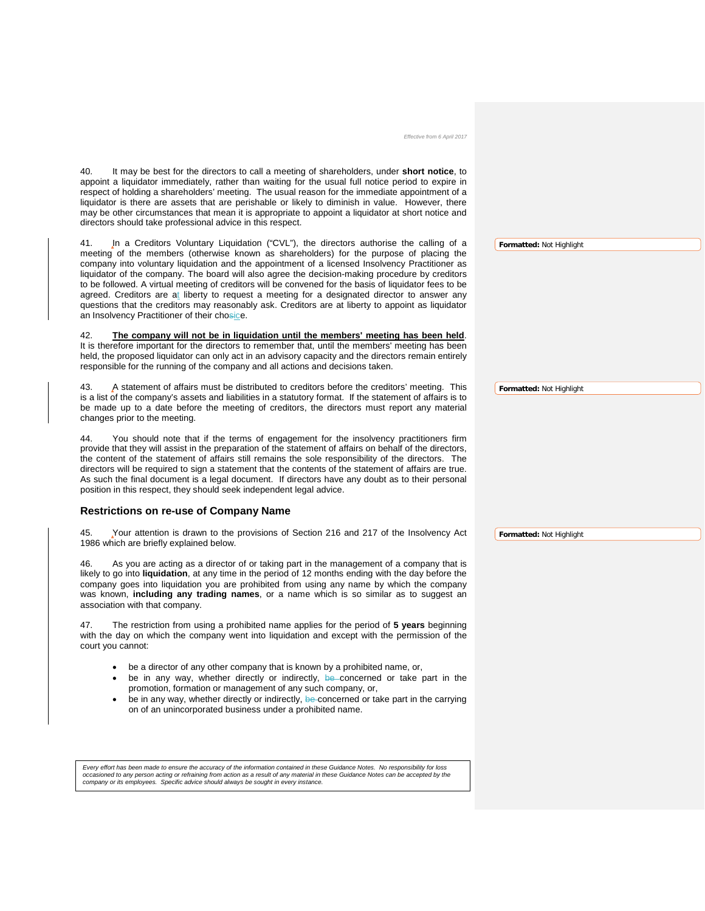40. It may be best for the directors to call a meeting of shareholders, under **short notice**, to appoint a liquidator immediately, rather than waiting for the usual full notice period to expire in respect of holding a shareholders' meeting. The usual reason for the immediate appointment of a liquidator is there are assets that are perishable or likely to diminish in value. However, there may be other circumstances that mean it is appropriate to appoint a liquidator at short notice and directors should take professional advice in this respect.

41. In a Creditors Voluntary Liquidation ("CVL"), the directors authorise the calling of a meeting of the members (otherwise known as shareholders) for the purpose of placing the company into voluntary liquidation and the appointment of a licensed Insolvency Practitioner as liquidator of the company. The board will also agree the decision-making procedure by creditors to be followed. A virtual meeting of creditors will be convened for the basis of liquidator fees to be agreed. Creditors are at liberty to request a meeting for a designated director to answer any questions that the creditors may reasonably ask. Creditors are at liberty to appoint as liquidator an Insolvency Practitioner of their choice.

42. **The company will not be in liquidation until the members' meeting has been held**. It is therefore important for the directors to remember that, until the members' meeting has been held, the proposed liquidator can only act in an advisory capacity and the directors remain entirely responsible for the running of the company and all actions and decisions taken.

43. A statement of affairs must be distributed to creditors before the creditors' meeting. This is a list of the company's assets and liabilities in a statutory format. If the statement of affairs is to be made up to a date before the meeting of creditors, the directors must report any material changes prior to the meeting.

44. You should note that if the terms of engagement for the insolvency practitioners firm provide that they will assist in the preparation of the statement of affairs on behalf of the directors, the content of the statement of affairs still remains the sole responsibility of the directors. The directors will be required to sign a statement that the contents of the statement of affairs are true. As such the final document is a legal document. If directors have any doubt as to their personal position in this respect, they should seek independent legal advice.

## Restrictions on re-use of Company Name

45. Your attention is drawn to the provisions of Section 216 and 217 of the Insolvency Act 1986 which are briefly explained below.

46. As you are acting as a director of or taking part in the management of a company that is likely to go into **liquidation**, at any time in the period of 12 months ending with the day before the company goes into liquidation you are prohibited from using any name by which the company was known, **including any trading names**, or a name which is so similar as to suggest an association with that company.

47. The restriction from using a prohibited name applies for the period of **5 years** beginning with the day on which the company went into liquidation and except with the permission of the court you cannot:

- be a director of any other company that is known by a prohibited name, or,
- be in any way, whether directly or indirectly, concerned or take part in the promotion, formation or management of any such company, or,
- be in any way, whether directly or indirectly, concerned or take part in the carrying on of an unincorporated business under a prohibited name.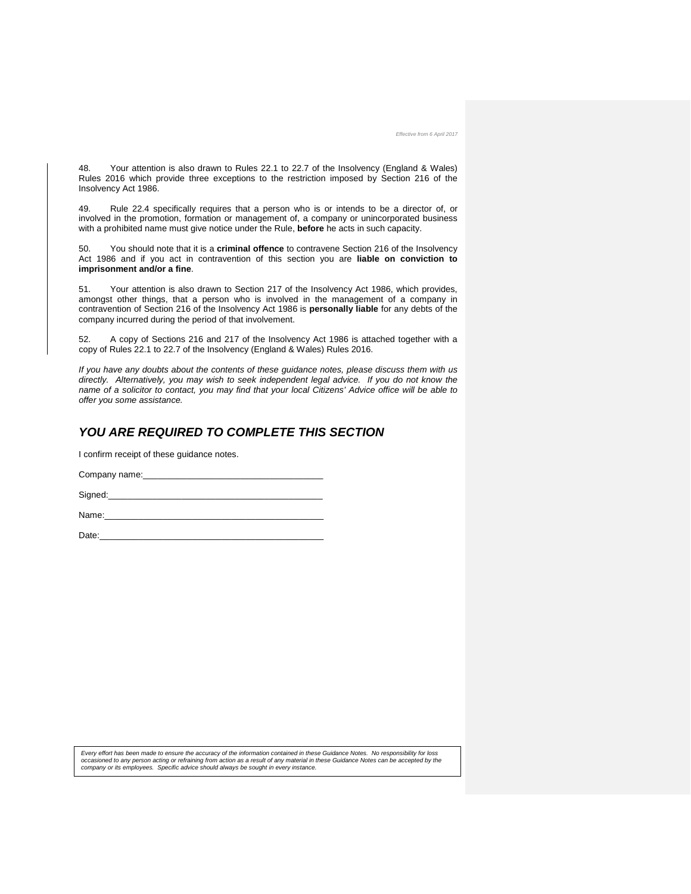48. Your attention is also drawn to Rules 22.1 to 22.7 of the Insolvency (England & Wales) Rules 2016 which provide three exceptions to the restriction imposed by Section 216 of the Insolvency Act 1986.

49. Rule 22.4 specifically requires that a person who is or intends to be a director of, or involved in the promotion, formation or management of, a company or unincorporated business with a prohibited name must give notice under the Rule, **before** he acts in such capacity.

50. You should note that it is a **criminal offence** to contravene Section 216 of the Insolvency Act 1986 and if you act in contravention of this section you are **liable on conviction to imprisonment and/or a fine**.

51. Your attention is also drawn to Section 217 of the Insolvency Act 1986, which provides, amongst other things, that a person who is involved in the management of a company in contravention of Section 216 of the Insolvency Act 1986 is **personally liable** for any debts of the company incurred during the period of that involvement.

52. A copy of Sections 216 and 217 of the Insolvency Act 1986 is attached together with a copy of Rules 22.1 to 22.7 of the Insolvency (England & Wales) Rules 2016.

*If you have any doubts about the contents of these guidance notes, please discuss them with us directly. Alternatively, you may wish to seek independent legal advice. If you do not know the name of a solicitor to contact, you may find that your local Citizens' Advice office will be able to offer you some assistance.*

## *YOU ARE REQUIRED TO COMPLETE THIS SECTION*

I confirm receipt of these guidance notes.

Company name:____________________________________

Signed:____________________________________________

Name:_____________________________________________

Date:______________________________________________

*Every effort has been made to ensure the accuracy of the information contained in these Guidance Notes. No responsibility for loss occasioned to any person acting or refraining from action as a result of any material in these Guidance Notes can be accepted by the company or its employees. Specific advice should always be sought in every instance.*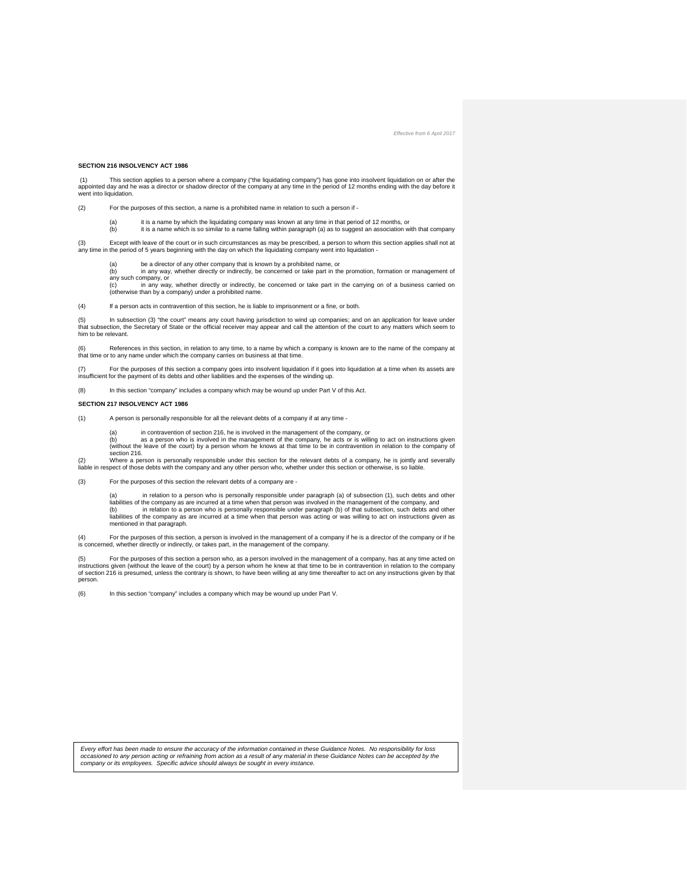## SECTION 216 INSOLVENCY ACT 1986

(1) This section applies to a person where a company ("the liquidating company") has gone into insolvent liquidation on or after the appointed day and he was a director or shadow director of the company at any time in the period of 12 months ending with the day before it went into liquidation.

(2) For the purposes of this section, a name is a prohibited name in relation to such a person if -

(a) it is a name by which the liquidating company was known at any time in that period of 12 months, or
(b) it is a name which is so similar to a name falling within paragraph (a) as to suggest an association with that company

(3) Except with leave of the court or in such circumstances as may be prescribed, a person to whom this section applies shall not at any time in the period of 5 years beginning with the day on which the liquidating company went into liquidation -

(a) be a director of any other company that is known by a prohibited name, or
(b) in any way, whether directly or indirectly, be concerned or take part in the promotion, formation or management of any such company, or
(c) in any way, whether directly or indirectly, be concerned or take part in the carrying on of a business carried on (otherwise than by a company) under a prohibited name.

(4) If a person acts in contravention of this section, he is liable to imprisonment or a fine, or both.

(5) In subsection (3) "the court" means any court having jurisdiction to wind up companies; and on an application for leave under that subsection, the Secretary of State or the official receiver may appear and call the attention of the court to any matters which seem to him to be relevant.

(6) References in this section, in relation to any time, to a name by which a company is known are to the name of the company at that time or to any name under which the company carries on business at that time.

(7) For the purposes of this section a company goes into insolvent liquidation if it goes into liquidation at a time when its assets are insufficient for the payment of its debts and other liabilities and the expenses of the winding up.

(8) In this section "company" includes a company which may be wound up under Part V of this Act.

## SECTION 217 INSOLVENCY ACT 1986

(1) A person is personally responsible for all the relevant debts of a company if at any time -

(a) in contravention of section 216, he is involved in the management of the company, or
(b) as a person who is involved in the management of the company, he acts or is willing to act on instructions given (without the leave of the court) by a person whom he knows at that time to be in contravention in relation to the company of section 216.

(2) Where a person is personally responsible under this section for the relevant debts of a company, he is jointly and severally liable in respect of those debts with the company and any other person who, whether under this section or otherwise, is so liable.

(3) For the purposes of this section the relevant debts of a company are -

(a) in relation to a person who is personally responsible under paragraph (a) of subsection (1), such debts and other liabilities of the company as are incurred at a time when that person was involved in the management of the company, and
(b) in relation to a person who is personally responsible under paragraph (b) of that subsection, such debts and other liabilities of the company as are incurred at a time when that person was acting or was willing to act on instructions given as mentioned in that paragraph.

(4) For the purposes of this section, a person is involved in the management of a company if he is a director of the company or if he is concerned, whether directly or indirectly, or takes part, in the management of the company.

(5) For the purposes of this section a person who, as a person involved in the management of a company, has at any time acted on instructions given (without the leave of the court) by a person whom he knew at that time to be in contravention in relation to the company of section 216 is presumed, unless the contrary is shown, to have been willing at any time thereafter to act on any instructions given by that person.

(6) In this section "company" includes a company which may be wound up under Part V.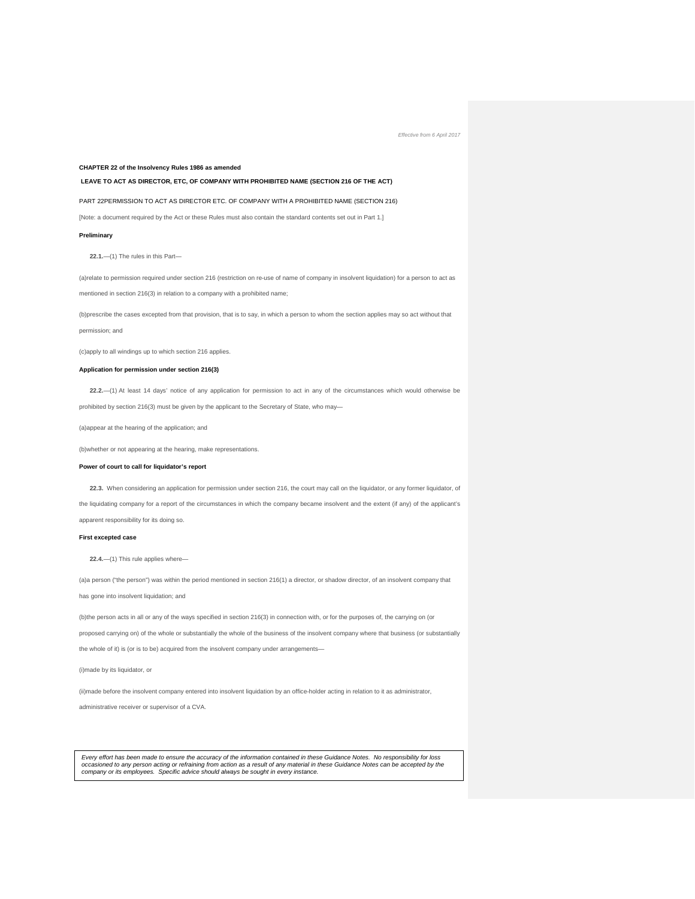**CHAPTER 22 of the Insolvency Rules 1986 as amended**

**LEAVE TO ACT AS DIRECTOR, ETC, OF COMPANY WITH PROHIBITED NAME (SECTION 216 OF THE ACT)**

PART 22PERMISSION TO ACT AS DIRECTOR ETC. OF COMPANY WITH A PROHIBITED NAME (SECTION 216)

[Note: a document required by the Act or these Rules must also contain the standard contents set out in Part 1.]

**Preliminary**

**22.1.**—(1) The rules in this Part—

(a)relate to permission required under section 216 (restriction on re-use of name of company in insolvent liquidation) for a person to act as mentioned in section 216(3) in relation to a company with a prohibited name;

(b)prescribe the cases excepted from that provision, that is to say, in which a person to whom the section applies may so act without that permission; and

(c)apply to all windings up to which section 216 applies.

**Application for permission under section 216(3)**

**22.2.**—(1) At least 14 days' notice of any application for permission to act in any of the circumstances which would otherwise be prohibited by section 216(3) must be given by the applicant to the Secretary of State, who may—

(a)appear at the hearing of the application; and

(b)whether or not appearing at the hearing, make representations.

**Power of court to call for liquidator's report**

**22.3.** When considering an application for permission under section 216, the court may call on the liquidator, or any former liquidator, of the liquidating company for a report of the circumstances in which the company became insolvent and the extent (if any) of the applicant's apparent responsibility for its doing so.

**First excepted case**

**22.4.**—(1) This rule applies where—

(a)a person ("the person") was within the period mentioned in section 216(1) a director, or shadow director, of an insolvent company that has gone into insolvent liquidation; and

(b)the person acts in all or any of the ways specified in section 216(3) in connection with, or for the purposes of, the carrying on (or proposed carrying on) of the whole or substantially the whole of the business of the insolvent company where that business (or substantially the whole of it) is (or is to be) acquired from the insolvent company under arrangements—

(i)made by its liquidator, or

(ii)made before the insolvent company entered into insolvent liquidation by an office-holder acting in relation to it as administrator, administrative receiver or supervisor of a CVA.

*Every effort has been made to ensure the accuracy of the information contained in these Guidance Notes. No responsibility for loss occasioned to any person acting or refraining from action as a result of any material in these Guidance Notes can be accepted by the company or its employees. Specific advice should always be sought in every instance.*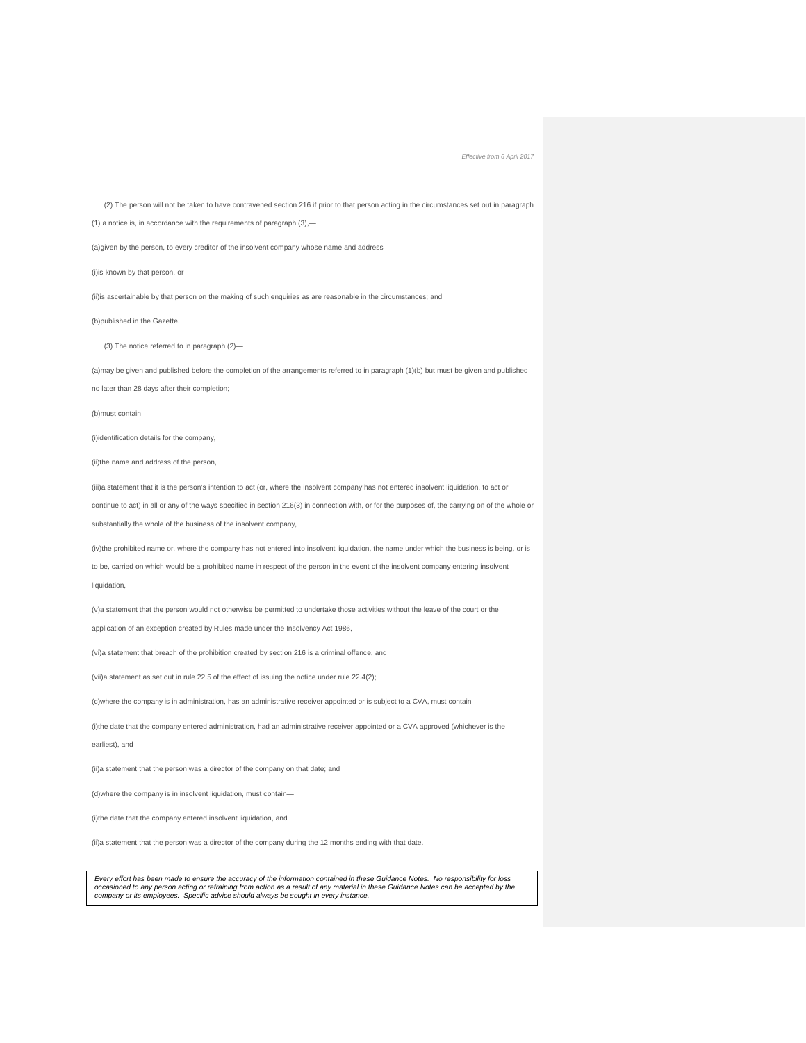(2) The person will not be taken to have contravened section 216 if prior to that person acting in the circumstances set out in paragraph (1) a notice is, in accordance with the requirements of paragraph (3),—

(a)given by the person, to every creditor of the insolvent company whose name and address—

(i)is known by that person, or

(ii)is ascertainable by that person on the making of such enquiries as are reasonable in the circumstances; and

(b)published in the Gazette.

(3) The notice referred to in paragraph (2)—

(a)may be given and published before the completion of the arrangements referred to in paragraph (1)(b) but must be given and published no later than 28 days after their completion;

(b)must contain—

(i)identification details for the company,

(ii)the name and address of the person,

(iii)a statement that it is the person's intention to act (or, where the insolvent company has not entered insolvent liquidation, to act or continue to act) in all or any of the ways specified in section 216(3) in connection with, or for the purposes of, the carrying on of the whole or substantially the whole of the business of the insolvent company,

(iv)the prohibited name or, where the company has not entered into insolvent liquidation, the name under which the business is being, or is to be, carried on which would be a prohibited name in respect of the person in the event of the insolvent company entering insolvent liquidation,

(v)a statement that the person would not otherwise be permitted to undertake those activities without the leave of the court or the application of an exception created by Rules made under the Insolvency Act 1986,

(vi)a statement that breach of the prohibition created by section 216 is a criminal offence, and

(vii)a statement as set out in rule 22.5 of the effect of issuing the notice under rule 22.4(2);

(c)where the company is in administration, has an administrative receiver appointed or is subject to a CVA, must contain—

(i)the date that the company entered administration, had an administrative receiver appointed or a CVA approved (whichever is the earliest), and

(ii)a statement that the person was a director of the company on that date; and

(d)where the company is in insolvent liquidation, must contain—

(i)the date that the company entered insolvent liquidation, and

(ii)a statement that the person was a director of the company during the 12 months ending with that date.

*Every effort has been made to ensure the accuracy of the information contained in these Guidance Notes. No responsibility for loss occasioned to any person acting or refraining from action as a result of any material in these Guidance Notes can be accepted by the company or its employees. Specific advice should always be sought in every instance.*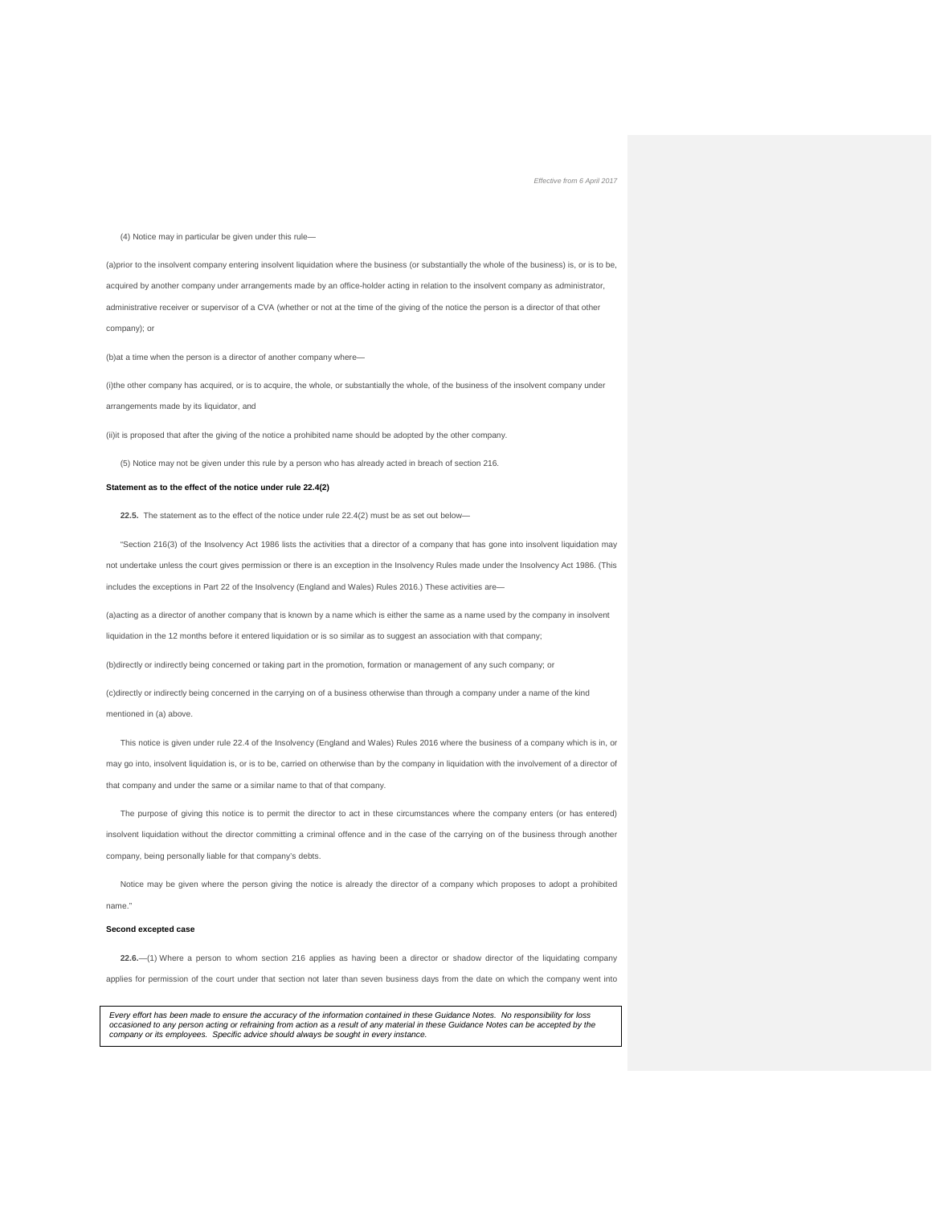(4) Notice may in particular be given under this rule—

(a)prior to the insolvent company entering insolvent liquidation where the business (or substantially the whole of the business) is, or is to be, acquired by another company under arrangements made by an office-holder acting in relation to the insolvent company as administrator, administrative receiver or supervisor of a CVA (whether or not at the time of the giving of the notice the person is a director of that other company); or

(b)at a time when the person is a director of another company where—

(i)the other company has acquired, or is to acquire, the whole, or substantially the whole, of the business of the insolvent company under arrangements made by its liquidator, and

(ii)it is proposed that after the giving of the notice a prohibited name should be adopted by the other company.

(5) Notice may not be given under this rule by a person who has already acted in breach of section 216.

**Statement as to the effect of the notice under rule 22.4(2)**

**22.5.** The statement as to the effect of the notice under rule 22.4(2) must be as set out below—

"Section 216(3) of the Insolvency Act 1986 lists the activities that a director of a company that has gone into insolvent liquidation may not undertake unless the court gives permission or there is an exception in the Insolvency Rules made under the Insolvency Act 1986. (This includes the exceptions in Part 22 of the Insolvency (England and Wales) Rules 2016.) These activities are—

(a)acting as a director of another company that is known by a name which is either the same as a name used by the company in insolvent liquidation in the 12 months before it entered liquidation or is so similar as to suggest an association with that company;

(b)directly or indirectly being concerned or taking part in the promotion, formation or management of any such company; or

(c)directly or indirectly being concerned in the carrying on of a business otherwise than through a company under a name of the kind mentioned in (a) above.

This notice is given under rule 22.4 of the Insolvency (England and Wales) Rules 2016 where the business of a company which is in, or may go into, insolvent liquidation is, or is to be, carried on otherwise than by the company in liquidation with the involvement of a director of that company and under the same or a similar name to that of that company.

The purpose of giving this notice is to permit the director to act in these circumstances where the company enters (or has entered) insolvent liquidation without the director committing a criminal offence and in the case of the carrying on of the business through another company, being personally liable for that company's debts.

Notice may be given where the person giving the notice is already the director of a company which proposes to adopt a prohibited name."

**Second excepted case**

**22.6.**—(1) Where a person to whom section 216 applies as having been a director or shadow director of the liquidating company applies for permission of the court under that section not later than seven business days from the date on which the company went into

*Every effort has been made to ensure the accuracy of the information contained in these Guidance Notes. No responsibility for loss occasioned to any person acting or refraining from action as a result of any material in these Guidance Notes can be accepted by the company or its employees. Specific advice should always be sought in every instance.*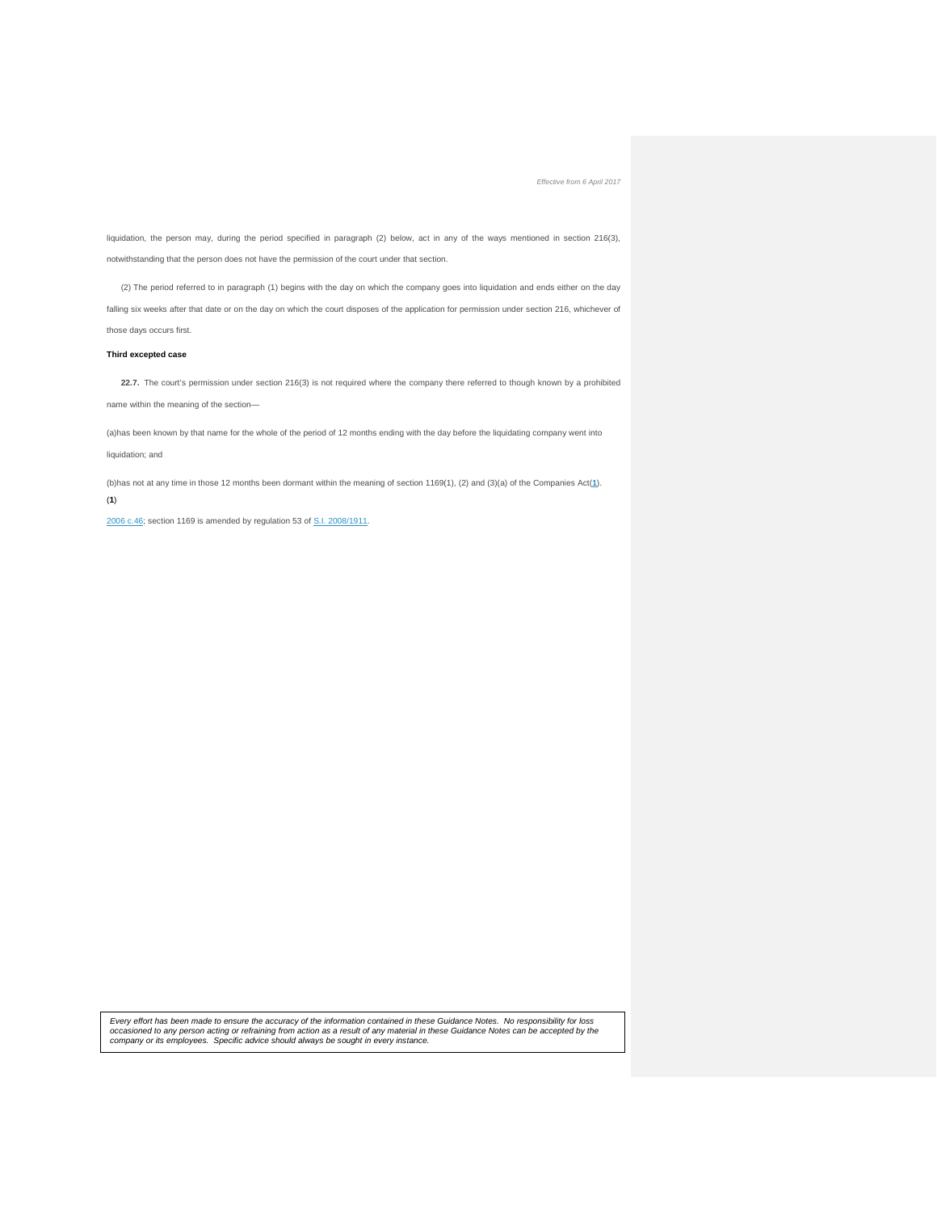liquidation, the person may, during the period specified in paragraph (2) below, act in any of the ways mentioned in section 216(3), notwithstanding that the person does not have the permission of the court under that section.

(2) The period referred to in paragraph (1) begins with the day on which the company goes into liquidation and ends either on the day falling six weeks after that date or on the day on which the court disposes of the application for permission under section 216, whichever of those days occurs first.

**Third excepted case**

**22.7.** The court's permission under section 216(3) is not required where the company there referred to though known by a prohibited name within the meaning of the section—

(a)has been known by that name for the whole of the period of 12 months ending with the day before the liquidating company went into liquidation; and

(b)has not at any time in those 12 months been dormant within the meaning of section 1169(1), (2) and (3)(a) of the Companies Act(1).

(**1**)

2006 c.46; section 1169 is amended by regulation 53 of S.I. 2008/1911.

*Every effort has been made to ensure the accuracy of the information contained in these Guidance Notes. No responsibility for loss occasioned to any person acting or refraining from action as a result of any material in these Guidance Notes can be accepted by the company or its employees. Specific advice should always be sought in every instance.*